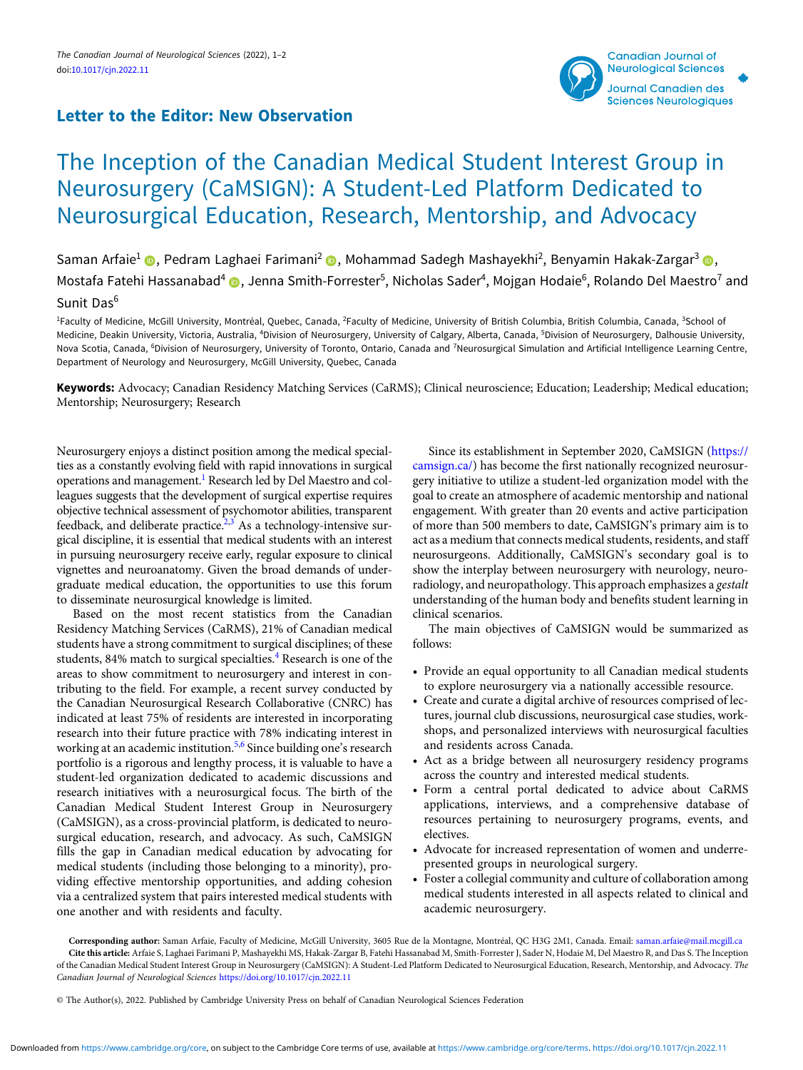**Letter to the Editor: New Observation**

# The Inception of the Canadian Medical Student Interest Group in Neurosurgery (CaMSIGN): A Student-Led Platform Dedicated to Neurosurgical Education, Research, Mentorship, and Advocacy

Saman Arfaie[1], Pedram Laghaei Farimani[2], Mohammad Sadegh Mashayekhi[2], Benyamin Hakak-Zargar[3], Mostafa Fatehi Hassanabad[4], Jenna Smith-Forrester[5], Nicholas Sader[4], Mojgan Hodaie[6], Rolando Del Maestro[7] and Sunit Das[6]

[1]Faculty of Medicine, McGill University, Montréal, Quebec, Canada, [2]Faculty of Medicine, University of British Columbia, British Columbia, Canada, [3]School of Medicine, Deakin University, Victoria, Australia, [4]Division of Neurosurgery, University of Calgary, Alberta, Canada, [5]Division of Neurosurgery, Dalhousie University, Nova Scotia, Canada, [6]Division of Neurosurgery, University of Toronto, Ontario, Canada and [7]Neurosurgical Simulation and Artificial Intelligence Learning Centre, Department of Neurology and Neurosurgery, McGill University, Quebec, Canada

**Keywords:** Advocacy; Canadian Residency Matching Services (CaRMS); Clinical neuroscience; Education; Leadership; Medical education; Mentorship; Neurosurgery; Research

Neurosurgery enjoys a distinct position among the medical specialties as a constantly evolving field with rapid innovations in surgical operations and management.[1] Research led by Del Maestro and colleagues suggests that the development of surgical expertise requires objective technical assessment of psychomotor abilities, transparent feedback, and deliberate practice.[2,3] As a technology-intensive surgical discipline, it is essential that medical students with an interest in pursuing neurosurgery receive early, regular exposure to clinical vignettes and neuroanatomy. Given the broad demands of undergraduate medical education, the opportunities to use this forum to disseminate neurosurgical knowledge is limited.

Based on the most recent statistics from the Canadian Residency Matching Services (CaRMS), 21% of Canadian medical students have a strong commitment to surgical disciplines; of these students, 84% match to surgical specialties.[4] Research is one of the areas to show commitment to neurosurgery and interest in contributing to the field. For example, a recent survey conducted by the Canadian Neurosurgical Research Collaborative (CNRC) has indicated at least 75% of residents are interested in incorporating research into their future practice with 78% indicating interest in working at an academic institution.[5,6] Since building one's research portfolio is a rigorous and lengthy process, it is valuable to have a student-led organization dedicated to academic discussions and research initiatives with a neurosurgical focus. The birth of the Canadian Medical Student Interest Group in Neurosurgery (CaMSIGN), as a cross-provincial platform, is dedicated to neurosurgical education, research, and advocacy. As such, CaMSIGN fills the gap in Canadian medical education by advocating for medical students (including those belonging to a minority), providing effective mentorship opportunities, and adding cohesion via a centralized system that pairs interested medical students with one another and with residents and faculty.

Since its establishment in September 2020, CaMSIGN (https://camsign.ca/) has become the first nationally recognized neurosurgery initiative to utilize a student-led organization model with the goal to create an atmosphere of academic mentorship and national engagement. With greater than 20 events and active participation of more than 500 members to date, CaMSIGN's primary aim is to act as a medium that connects medical students, residents, and staff neurosurgeons. Additionally, CaMSIGN's secondary goal is to show the interplay between neurosurgery with neurology, neuroradiology, and neuropathology. This approach emphasizes a *gestalt* understanding of the human body and benefits student learning in clinical scenarios.

The main objectives of CaMSIGN would be summarized as follows:

- Provide an equal opportunity to all Canadian medical students to explore neurosurgery via a nationally accessible resource.
- Create and curate a digital archive of resources comprised of lectures, journal club discussions, neurosurgical case studies, workshops, and personalized interviews with neurosurgical faculties and residents across Canada.
- Act as a bridge between all neurosurgery residency programs across the country and interested medical students.
- Form a central portal dedicated to advice about CaRMS applications, interviews, and a comprehensive database of resources pertaining to neurosurgery programs, events, and electives.
- Advocate for increased representation of women and underrepresented groups in neurological surgery.
- Foster a collegial community and culture of collaboration among medical students interested in all aspects related to clinical and academic neurosurgery.

**Corresponding author:** Saman Arfaie, Faculty of Medicine, McGill University, 3605 Rue de la Montagne, Montréal, QC H3G 2M1, Canada. Email: saman.arfaie@mail.mcgill.ca

**Cite this article:** Arfaie S, Laghaei Farimani P, Mashayekhi MS, Hakak-Zargar B, Fatehi Hassanabad M, Smith-Forrester J, Sader N, Hodaie M, Del Maestro R, and Das S. The Inception of the Canadian Medical Student Interest Group in Neurosurgery (CaMSIGN): A Student-Led Platform Dedicated to Neurosurgical Education, Research, Mentorship, and Advocacy. *The Canadian Journal of Neurological Sciences* https://doi.org/10.1017/cjn.2022.11

© The Author(s), 2022. Published by Cambridge University Press on behalf of Canadian Neurological Sciences Federation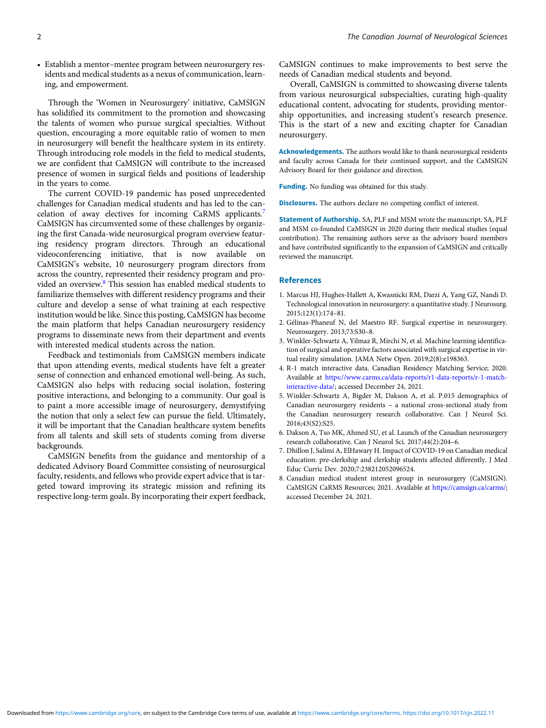- Establish a mentor–mentee program between neurosurgery residents and medical students as a nexus of communication, learning, and empowerment.

Through the 'Women in Neurosurgery' initiative, CaMSIGN has solidified its commitment to the promotion and showcasing the talents of women who pursue surgical specialties. Without question, encouraging a more equitable ratio of women to men in neurosurgery will benefit the healthcare system in its entirety. Through introducing role models in the field to medical students, we are confident that CaMSIGN will contribute to the increased presence of women in surgical fields and positions of leadership in the years to come.

The current COVID-19 pandemic has posed unprecedented challenges for Canadian medical students and has led to the cancelation of away electives for incoming CaRMS applicants.[7] CaMSIGN has circumvented some of these challenges by organizing the first Canada-wide neurosurgical program overview featuring residency program directors. Through an educational videoconferencing initiative, that is now available on CaMSIGN's website, 10 neurosurgery program directors from across the country, represented their residency program and provided an overview.[8] This session has enabled medical students to familiarize themselves with different residency programs and their culture and develop a sense of what training at each respective institution would be like. Since this posting, CaMSIGN has become the main platform that helps Canadian neurosurgery residency programs to disseminate news from their department and events with interested medical students across the nation.

Feedback and testimonials from CaMSIGN members indicate that upon attending events, medical students have felt a greater sense of connection and enhanced emotional well-being. As such, CaMSIGN also helps with reducing social isolation, fostering positive interactions, and belonging to a community. Our goal is to paint a more accessible image of neurosurgery, demystifying the notion that only a select few can pursue the field. Ultimately, it will be important that the Canadian healthcare system benefits from all talents and skill sets of students coming from diverse backgrounds.

CaMSIGN benefits from the guidance and mentorship of a dedicated Advisory Board Committee consisting of neurosurgical faculty, residents, and fellows who provide expert advice that is targeted toward improving its strategic mission and refining its respective long-term goals. By incorporating their expert feedback, CaMSIGN continues to make improvements to best serve the needs of Canadian medical students and beyond.

Overall, CaMSIGN is committed to showcasing diverse talents from various neurosurgical subspecialties, curating high-quality educational content, advocating for students, providing mentorship opportunities, and increasing student's research presence. This is the start of a new and exciting chapter for Canadian neurosurgery.

**Acknowledgements.** The authors would like to thank neurosurgical residents and faculty across Canada for their continued support, and the CaMSIGN Advisory Board for their guidance and direction.

**Funding.** No funding was obtained for this study.

**Disclosures.** The authors declare no competing conflict of interest.

**Statement of Authorship.** SA, PLF and MSM wrote the manuscript. SA, PLF and MSM co-founded CaMSIGN in 2020 during their medical studies (equal contribution). The remaining authors serve as the advisory board members and have contributed significantly to the expansion of CaMSIGN and critically reviewed the manuscript.

## References

1. Marcus HJ, Hughes-Hallett A, Kwasnicki RM, Darzi A, Yang GZ, Nandi D. Technological innovation in neurosurgery: a quantitative study. J Neurosurg. 2015;123(1):174–81.
2. Gélinas-Phaneuf N, del Maestro RF. Surgical expertise in neurosurgery. Neurosurgery. 2013;73:S30–8.
3. Winkler-Schwartz A, Yilmaz R, Mirchi N, et al. Machine learning identification of surgical and operative factors associated with surgical expertise in virtual reality simulation. JAMA Netw Open. 2019;2(8):e198363.
4. R-1 match interactive data. Canadian Residency Matching Service; 2020. Available at https://www.carms.ca/data-reports/r1-data-reports/r-1-match-interactive-data/; accessed December 24, 2021.
5. Winkler-Schwartz A, Bigder M, Dakson A, et al. P.015 demographics of Canadian neurosurgery residents – a national cross-sectional study from the Canadian neurosurgery research collaborative. Can J Neurol Sci. 2016;43(S2):S25.
6. Dakson A, Tso MK, Ahmed SU, et al. Launch of the Canadian neurosurgery research collaborative. Can J Neurol Sci. 2017;44(2):204–6.
7. Dhillon J, Salimi A, ElHawary H. Impact of COVID-19 on Canadian medical education: pre-clerkship and clerkship students affected differently. J Med Educ Curric Dev. 2020;7:238212052096524.
8. Canadian medical student interest group in neurosurgery (CaMSIGN). CaMSIGN CaRMS Resources; 2021. Available at https://camsign.ca/carms/; accessed December 24, 2021.